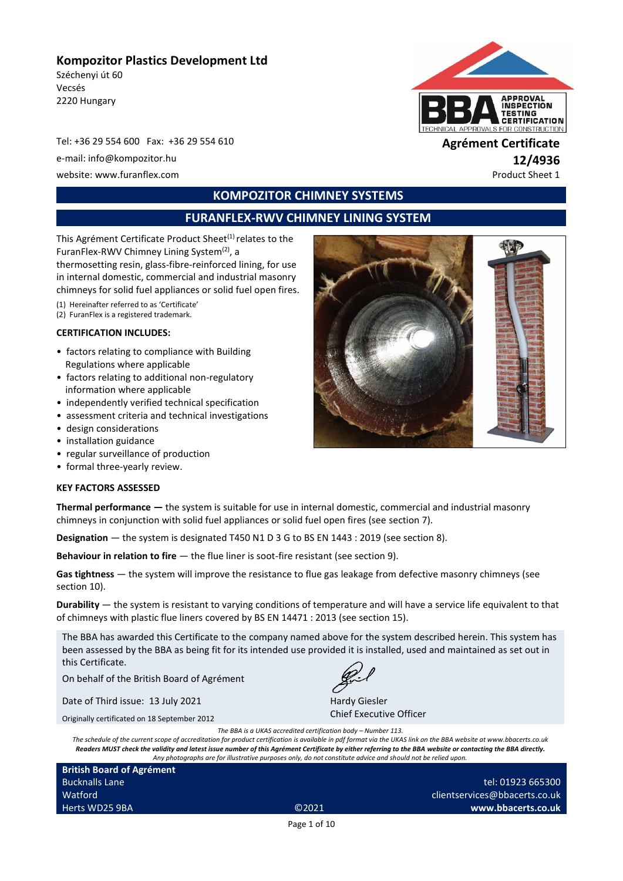**Kompozitor Plastics Development Ltd**
Széchenyi út 60
Vecsés
2220 Hungary

Tel: +36 29 554 600 Fax: +36 29 554 610
e-mail: info@kompozitor.hu
website: www.furanflex.com

**Agrément Certificate**
**12/4936**
Product Sheet 1

## KOMPOZITOR CHIMNEY SYSTEMS

## FURANFLEX-RWV CHIMNEY LINING SYSTEM

This Agrément Certificate Product Sheet[1] relates to the FuranFlex-RWV Chimney Lining System[2], a thermosetting resin, glass-fibre-reinforced lining, for use in internal domestic, commercial and industrial masonry chimneys for solid fuel appliances or solid fuel open fires.

(1) Hereinafter referred to as 'Certificate'
(2) FuranFlex is a registered trademark.

**CERTIFICATION INCLUDES:**

- factors relating to compliance with Building Regulations where applicable
- factors relating to additional non-regulatory information where applicable
- independently verified technical specification
- assessment criteria and technical investigations
- design considerations
- installation guidance
- regular surveillance of production
- formal three-yearly review.

**KEY FACTORS ASSESSED**

**Thermal performance —** the system is suitable for use in internal domestic, commercial and industrial masonry chimneys in conjunction with solid fuel appliances or solid fuel open fires (see section 7).

**Designation** — the system is designated T450 N1 D 3 G to BS EN 1443 : 2019 (see section 8).

**Behaviour in relation to fire** — the flue liner is soot-fire resistant (see section 9).

**Gas tightness** — the system will improve the resistance to flue gas leakage from defective masonry chimneys (see section 10).

**Durability** — the system is resistant to varying conditions of temperature and will have a service life equivalent to that of chimneys with plastic flue liners covered by BS EN 14471 : 2013 (see section 15).

The BBA has awarded this Certificate to the company named above for the system described herein. This system has been assessed by the BBA as being fit for its intended use provided it is installed, used and maintained as set out in this Certificate.

On behalf of the British Board of Agrément

Date of Third issue: 13 July 2021

Originally certificated on 18 September 2012

Hardy Giesler
Chief Executive Officer

*The BBA is a UKAS accredited certification body – Number 113.*
*The schedule of the current scope of accreditation for product certification is available in pdf format via the UKAS link on the BBA website at www.bbacerts.co.uk*
***Readers MUST check the validity and latest issue number of this Agrément Certificate by either referring to the BBA website or contacting the BBA directly.***
*Any photographs are for illustrative purposes only, do not constitute advice and should not be relied upon.*

**British Board of Agrément**
Bucknalls Lane
Watford
Herts WD25 9BA

©2021

tel: 01923 665300
clientservices@bbacerts.co.uk
**www.bbacerts.co.uk**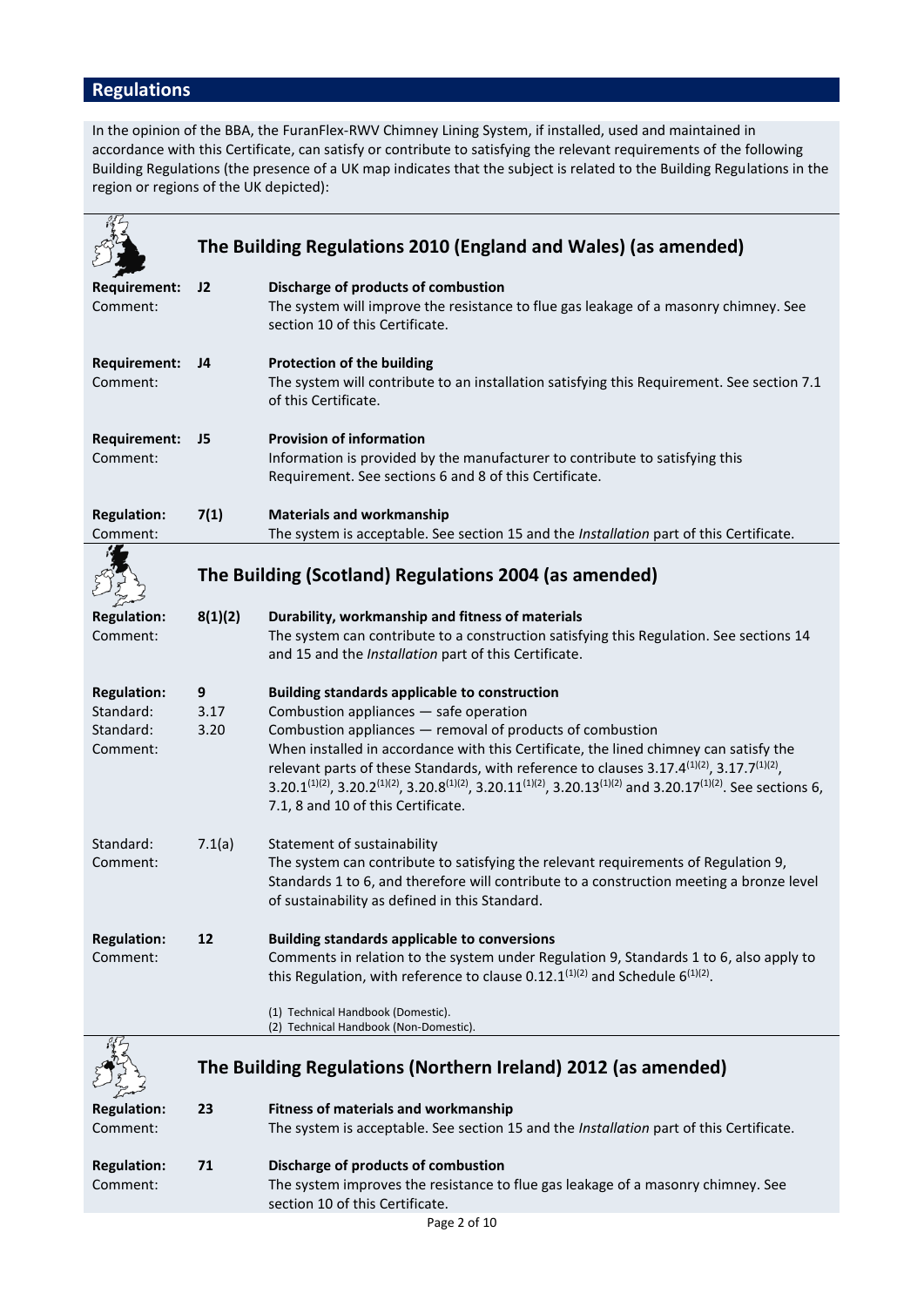## Regulations

In the opinion of the BBA, the FuranFlex-RWV Chimney Lining System, if installed, used and maintained in accordance with this Certificate, can satisfy or contribute to satisfying the relevant requirements of the following Building Regulations (the presence of a UK map indicates that the subject is related to the Building Regulations in the region or regions of the UK depicted):

### The Building Regulations 2010 (England and Wales) (as amended)

**Requirement:** **J2** **Discharge of products of combustion**
Comment: The system will improve the resistance to flue gas leakage of a masonry chimney. See section 10 of this Certificate.

**Requirement:** **J4** **Protection of the building**
Comment: The system will contribute to an installation satisfying this Requirement. See section 7.1 of this Certificate.

**Requirement:** **J5** **Provision of information**
Comment: Information is provided by the manufacturer to contribute to satisfying this Requirement. See sections 6 and 8 of this Certificate.

**Regulation:** **7(1)** **Materials and workmanship**
Comment: The system is acceptable. See section 15 and the *Installation* part of this Certificate.

### The Building (Scotland) Regulations 2004 (as amended)

**Regulation:** **8(1)(2)** **Durability, workmanship and fitness of materials**
Comment: The system can contribute to a construction satisfying this Regulation. See sections 14 and 15 and the *Installation* part of this Certificate.

**Regulation:** **9** **Building standards applicable to construction**
Standard: 3.17 Combustion appliances — safe operation
Standard: 3.20 Combustion appliances — removal of products of combustion
Comment: When installed in accordance with this Certificate, the lined chimney can satisfy the relevant parts of these Standards, with reference to clauses 3.17.4(1)(2), 3.17.7(1)(2), 3.20.1(1)(2), 3.20.2(1)(2), 3.20.8(1)(2), 3.20.11(1)(2), 3.20.13(1)(2) and 3.20.17(1)(2). See sections 6, 7.1, 8 and 10 of this Certificate.

Standard: 7.1(a) Statement of sustainability
Comment: The system can contribute to satisfying the relevant requirements of Regulation 9, Standards 1 to 6, and therefore will contribute to a construction meeting a bronze level of sustainability as defined in this Standard.

**Regulation:** **12** **Building standards applicable to conversions**
Comment: Comments in relation to the system under Regulation 9, Standards 1 to 6, also apply to this Regulation, with reference to clause 0.12.1(1)(2) and Schedule 6(1)(2).

(1) Technical Handbook (Domestic).
(2) Technical Handbook (Non-Domestic).

### The Building Regulations (Northern Ireland) 2012 (as amended)

**Regulation:** **23** **Fitness of materials and workmanship**
Comment: The system is acceptable. See section 15 and the *Installation* part of this Certificate.

**Regulation:** **71** **Discharge of products of combustion**
Comment: The system improves the resistance to flue gas leakage of a masonry chimney. See section 10 of this Certificate.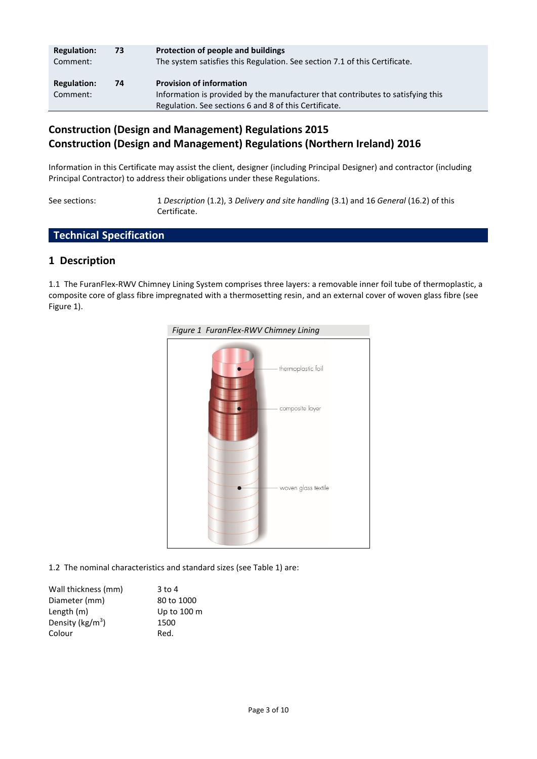| | | |
|---|---|---|
| **Regulation:** | **73** | **Protection of people and buildings** |
| Comment: | | The system satisfies this Regulation. See section 7.1 of this Certificate. |
| **Regulation:** | **74** | **Provision of information** |
| Comment: | | Information is provided by the manufacturer that contributes to satisfying this Regulation. See sections 6 and 8 of this Certificate. |

## Construction (Design and Management) Regulations 2015
## Construction (Design and Management) Regulations (Northern Ireland) 2016

Information in this Certificate may assist the client, designer (including Principal Designer) and contractor (including Principal Contractor) to address their obligations under these Regulations.

See sections: 1 *Description* (1.2), 3 *Delivery and site handling* (3.1) and 16 *General* (16.2) of this Certificate.

# Technical Specification

## 1 Description

1.1 The FuranFlex-RWV Chimney Lining System comprises three layers: a removable inner foil tube of thermoplastic, a composite core of glass fibre impregnated with a thermosetting resin, and an external cover of woven glass fibre (see Figure 1).

*Figure 1 FuranFlex-RWV Chimney Lining*

1.2 The nominal characteristics and standard sizes (see Table 1) are:

| | |
|---|---|
| Wall thickness (mm) | 3 to 4 |
| Diameter (mm) | 80 to 1000 |
| Length (m) | Up to 100 m |
| Density (kg/m$^3$) | 1500 |
| Colour | Red. |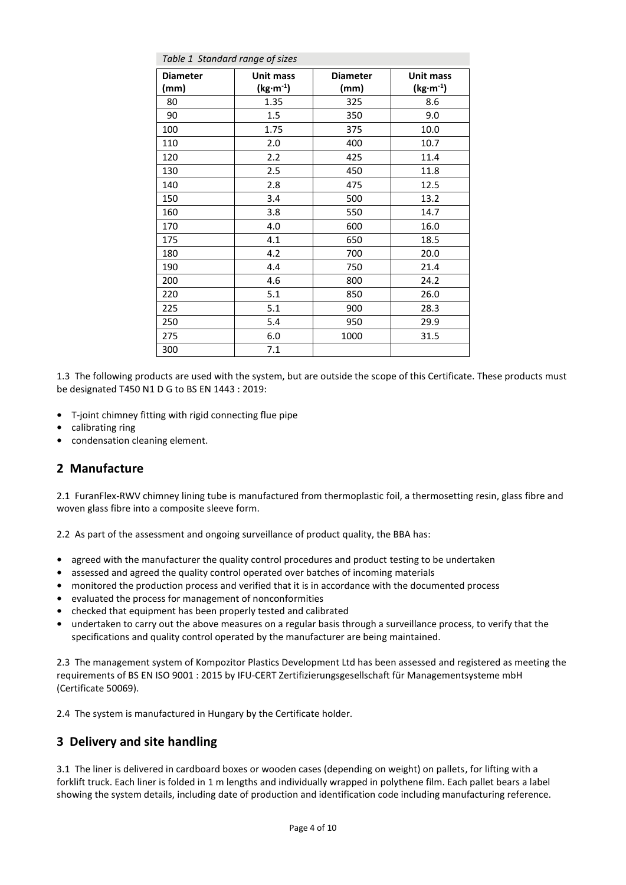*Table 1 Standard range of sizes*

| Diameter (mm) | Unit mass ($kg \cdot m^{-1}$) | Diameter (mm) | Unit mass ($kg \cdot m^{-1}$) |
|---|---|---|---|
| 80 | 1.35 | 325 | 8.6 |
| 90 | 1.5 | 350 | 9.0 |
| 100 | 1.75 | 375 | 10.0 |
| 110 | 2.0 | 400 | 10.7 |
| 120 | 2.2 | 425 | 11.4 |
| 130 | 2.5 | 450 | 11.8 |
| 140 | 2.8 | 475 | 12.5 |
| 150 | 3.4 | 500 | 13.2 |
| 160 | 3.8 | 550 | 14.7 |
| 170 | 4.0 | 600 | 16.0 |
| 175 | 4.1 | 650 | 18.5 |
| 180 | 4.2 | 700 | 20.0 |
| 190 | 4.4 | 750 | 21.4 |
| 200 | 4.6 | 800 | 24.2 |
| 220 | 5.1 | 850 | 26.0 |
| 225 | 5.1 | 900 | 28.3 |
| 250 | 5.4 | 950 | 29.9 |
| 275 | 6.0 | 1000 | 31.5 |
| 300 | 7.1 | | |

1.3 The following products are used with the system, but are outside the scope of this Certificate. These products must be designated T450 N1 D G to BS EN 1443 : 2019:

- T-joint chimney fitting with rigid connecting flue pipe
- calibrating ring
- condensation cleaning element.

## 2 Manufacture

2.1 FuranFlex-RWV chimney lining tube is manufactured from thermoplastic foil, a thermosetting resin, glass fibre and woven glass fibre into a composite sleeve form.

2.2 As part of the assessment and ongoing surveillance of product quality, the BBA has:

- agreed with the manufacturer the quality control procedures and product testing to be undertaken
- assessed and agreed the quality control operated over batches of incoming materials
- monitored the production process and verified that it is in accordance with the documented process
- evaluated the process for management of nonconformities
- checked that equipment has been properly tested and calibrated
- undertaken to carry out the above measures on a regular basis through a surveillance process, to verify that the specifications and quality control operated by the manufacturer are being maintained.

2.3 The management system of Kompozitor Plastics Development Ltd has been assessed and registered as meeting the requirements of BS EN ISO 9001 : 2015 by IFU-CERT Zertifizierungsgesellschaft für Managementsysteme mbH (Certificate 50069).

2.4 The system is manufactured in Hungary by the Certificate holder.

## 3 Delivery and site handling

3.1 The liner is delivered in cardboard boxes or wooden cases (depending on weight) on pallets, for lifting with a forklift truck. Each liner is folded in 1 m lengths and individually wrapped in polythene film. Each pallet bears a label showing the system details, including date of production and identification code including manufacturing reference.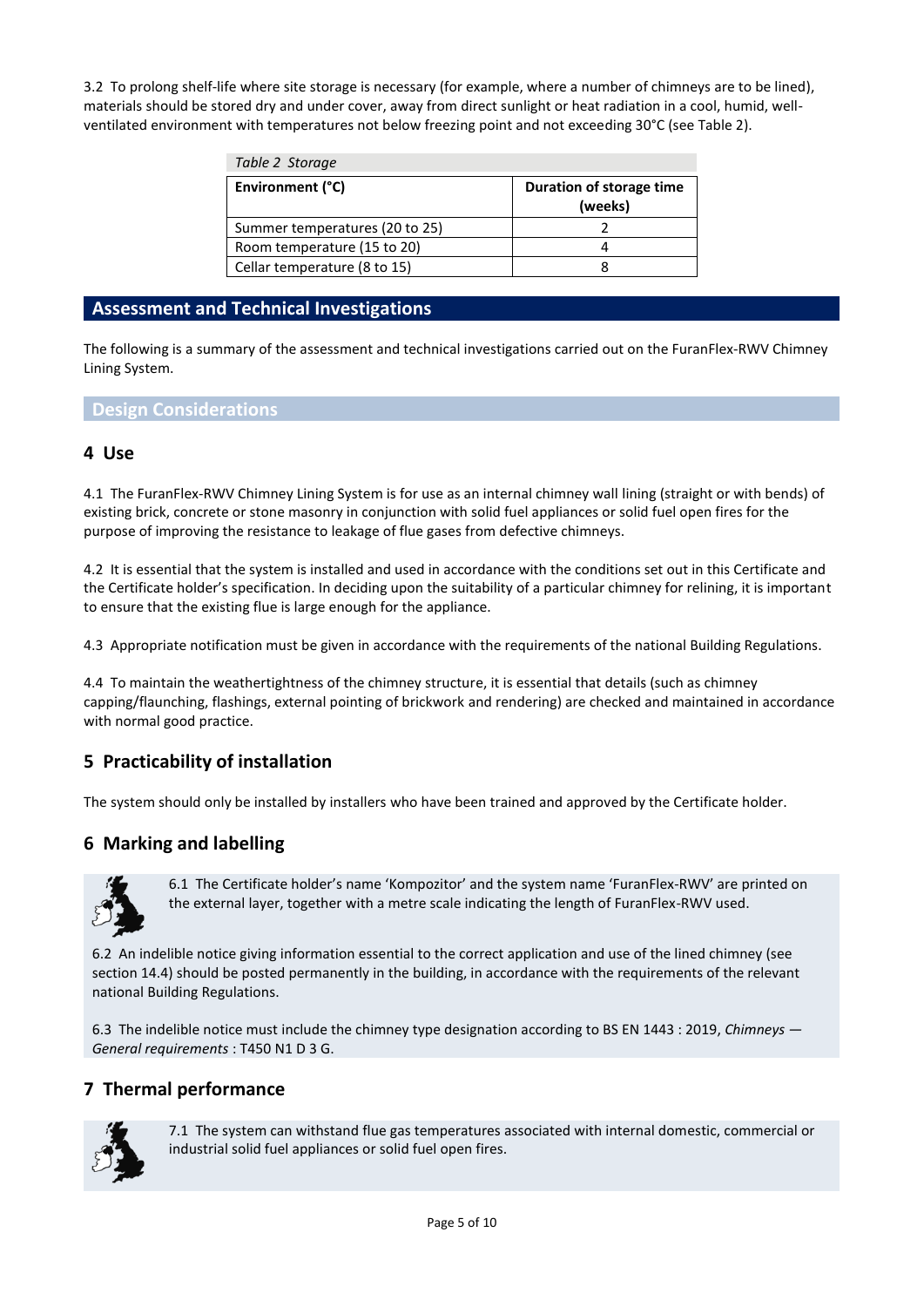3.2 To prolong shelf-life where site storage is necessary (for example, where a number of chimneys are to be lined), materials should be stored dry and under cover, away from direct sunlight or heat radiation in a cool, humid, well-ventilated environment with temperatures not below freezing point and not exceeding 30°C (see Table 2).

*Table 2 Storage*

| Environment (°C) | Duration of storage time (weeks) |
| --- | --- |
| Summer temperatures (20 to 25) | 2 |
| Room temperature (15 to 20) | 4 |
| Cellar temperature (8 to 15) | 8 |

## Assessment and Technical Investigations

The following is a summary of the assessment and technical investigations carried out on the FuranFlex-RWV Chimney Lining System.

## Design Considerations

### 4 Use

4.1 The FuranFlex-RWV Chimney Lining System is for use as an internal chimney wall lining (straight or with bends) of existing brick, concrete or stone masonry in conjunction with solid fuel appliances or solid fuel open fires for the purpose of improving the resistance to leakage of flue gases from defective chimneys.

4.2 It is essential that the system is installed and used in accordance with the conditions set out in this Certificate and the Certificate holder's specification. In deciding upon the suitability of a particular chimney for relining, it is important to ensure that the existing flue is large enough for the appliance.

4.3 Appropriate notification must be given in accordance with the requirements of the national Building Regulations.

4.4 To maintain the weathertightness of the chimney structure, it is essential that details (such as chimney capping/flaunching, flashings, external pointing of brickwork and rendering) are checked and maintained in accordance with normal good practice.

### 5 Practicability of installation

The system should only be installed by installers who have been trained and approved by the Certificate holder.

### 6 Marking and labelling

6.1 The Certificate holder's name 'Kompozitor' and the system name 'FuranFlex-RWV' are printed on the external layer, together with a metre scale indicating the length of FuranFlex-RWV used.

6.2 An indelible notice giving information essential to the correct application and use of the lined chimney (see section 14.4) should be posted permanently in the building, in accordance with the requirements of the relevant national Building Regulations.

6.3 The indelible notice must include the chimney type designation according to BS EN 1443 : 2019, *Chimneys — General requirements* : T450 N1 D 3 G.

### 7 Thermal performance

7.1 The system can withstand flue gas temperatures associated with internal domestic, commercial or industrial solid fuel appliances or solid fuel open fires.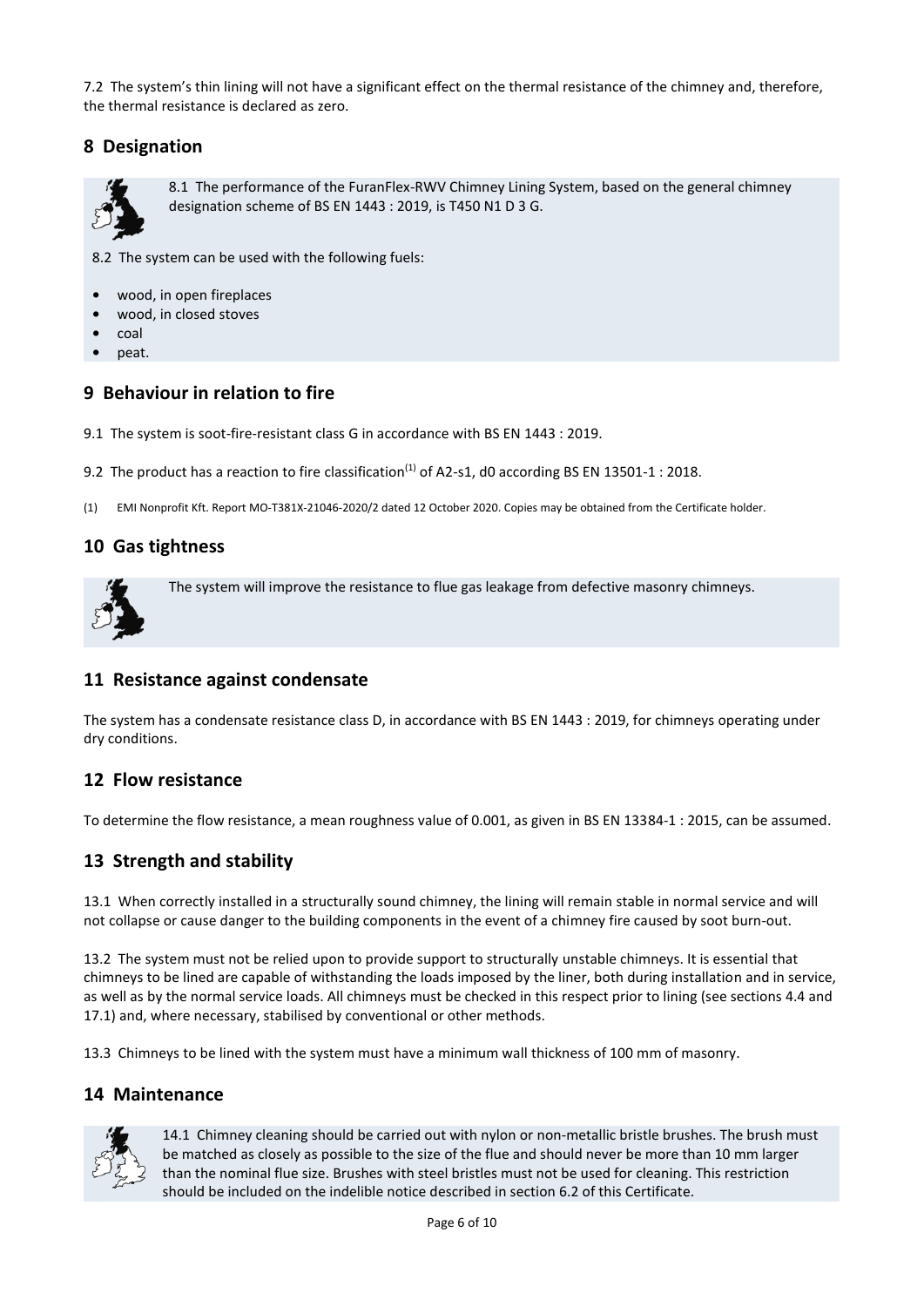7.2 The system's thin lining will not have a significant effect on the thermal resistance of the chimney and, therefore, the thermal resistance is declared as zero.

## 8 Designation

8.1 The performance of the FuranFlex-RWV Chimney Lining System, based on the general chimney designation scheme of BS EN 1443 : 2019, is T450 N1 D 3 G.

8.2 The system can be used with the following fuels:

- wood, in open fireplaces
- wood, in closed stoves
- coal
- peat.

## 9 Behaviour in relation to fire

9.1 The system is soot-fire-resistant class G in accordance with BS EN 1443 : 2019.

9.2 The product has a reaction to fire classification[1] of A2-s1, d0 according BS EN 13501-1 : 2018.

(1) EMI Nonprofit Kft. Report MO-T381X-21046-2020/2 dated 12 October 2020. Copies may be obtained from the Certificate holder.

## 10 Gas tightness

The system will improve the resistance to flue gas leakage from defective masonry chimneys.

## 11 Resistance against condensate

The system has a condensate resistance class D, in accordance with BS EN 1443 : 2019, for chimneys operating under dry conditions.

## 12 Flow resistance

To determine the flow resistance, a mean roughness value of 0.001, as given in BS EN 13384-1 : 2015, can be assumed.

## 13 Strength and stability

13.1 When correctly installed in a structurally sound chimney, the lining will remain stable in normal service and will not collapse or cause danger to the building components in the event of a chimney fire caused by soot burn-out.

13.2 The system must not be relied upon to provide support to structurally unstable chimneys. It is essential that chimneys to be lined are capable of withstanding the loads imposed by the liner, both during installation and in service, as well as by the normal service loads. All chimneys must be checked in this respect prior to lining (see sections 4.4 and 17.1) and, where necessary, stabilised by conventional or other methods.

13.3 Chimneys to be lined with the system must have a minimum wall thickness of 100 mm of masonry.

## 14 Maintenance

14.1 Chimney cleaning should be carried out with nylon or non-metallic bristle brushes. The brush must be matched as closely as possible to the size of the flue and should never be more than 10 mm larger than the nominal flue size. Brushes with steel bristles must not be used for cleaning. This restriction should be included on the indelible notice described in section 6.2 of this Certificate.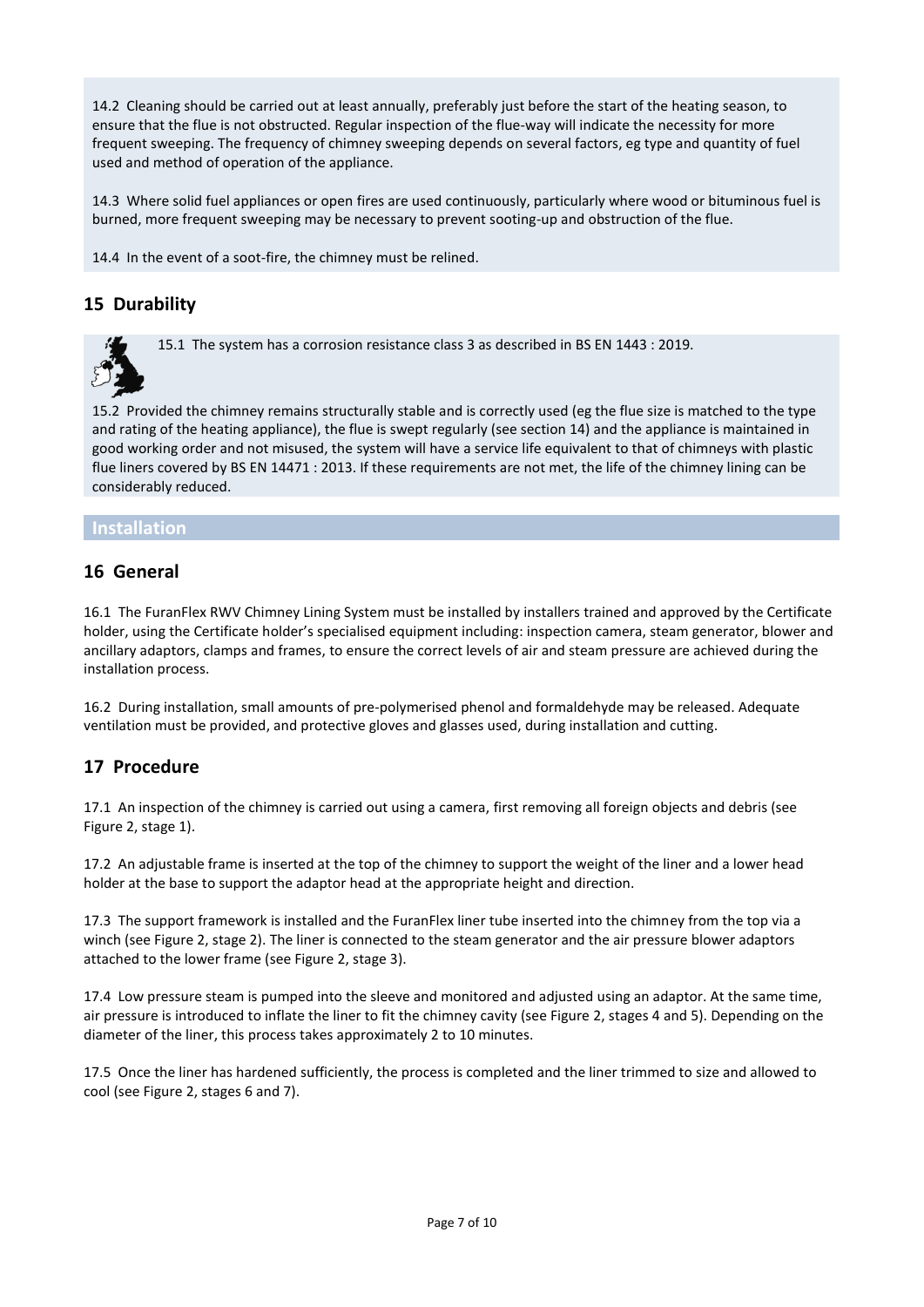14.2 Cleaning should be carried out at least annually, preferably just before the start of the heating season, to ensure that the flue is not obstructed. Regular inspection of the flue-way will indicate the necessity for more frequent sweeping. The frequency of chimney sweeping depends on several factors, eg type and quantity of fuel used and method of operation of the appliance.

14.3 Where solid fuel appliances or open fires are used continuously, particularly where wood or bituminous fuel is burned, more frequent sweeping may be necessary to prevent sooting-up and obstruction of the flue.

14.4 In the event of a soot-fire, the chimney must be relined.

## 15 Durability

15.1 The system has a corrosion resistance class 3 as described in BS EN 1443 : 2019.

15.2 Provided the chimney remains structurally stable and is correctly used (eg the flue size is matched to the type and rating of the heating appliance), the flue is swept regularly (see section 14) and the appliance is maintained in good working order and not misused, the system will have a service life equivalent to that of chimneys with plastic flue liners covered by BS EN 14471 : 2013. If these requirements are not met, the life of the chimney lining can be considerably reduced.

# Installation

## 16 General

16.1 The FuranFlex RWV Chimney Lining System must be installed by installers trained and approved by the Certificate holder, using the Certificate holder's specialised equipment including: inspection camera, steam generator, blower and ancillary adaptors, clamps and frames, to ensure the correct levels of air and steam pressure are achieved during the installation process.

16.2 During installation, small amounts of pre-polymerised phenol and formaldehyde may be released. Adequate ventilation must be provided, and protective gloves and glasses used, during installation and cutting.

## 17 Procedure

17.1 An inspection of the chimney is carried out using a camera, first removing all foreign objects and debris (see Figure 2, stage 1).

17.2 An adjustable frame is inserted at the top of the chimney to support the weight of the liner and a lower head holder at the base to support the adaptor head at the appropriate height and direction.

17.3 The support framework is installed and the FuranFlex liner tube inserted into the chimney from the top via a winch (see Figure 2, stage 2). The liner is connected to the steam generator and the air pressure blower adaptors attached to the lower frame (see Figure 2, stage 3).

17.4 Low pressure steam is pumped into the sleeve and monitored and adjusted using an adaptor. At the same time, air pressure is introduced to inflate the liner to fit the chimney cavity (see Figure 2, stages 4 and 5). Depending on the diameter of the liner, this process takes approximately 2 to 10 minutes.

17.5 Once the liner has hardened sufficiently, the process is completed and the liner trimmed to size and allowed to cool (see Figure 2, stages 6 and 7).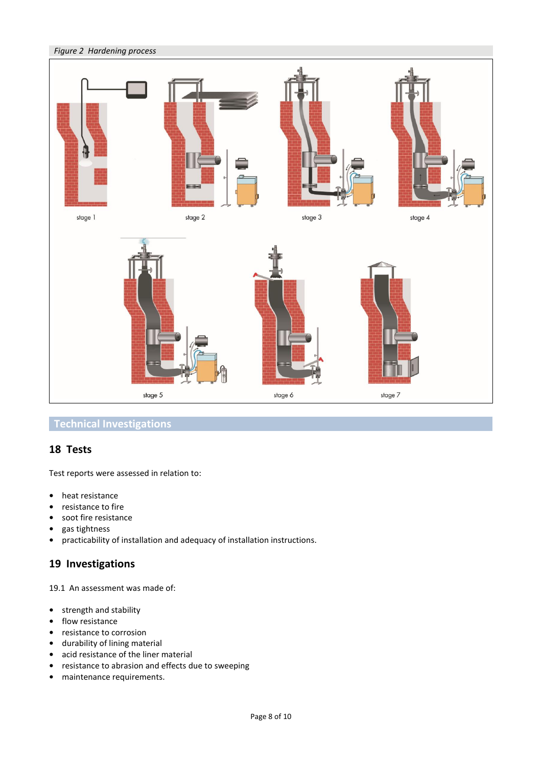*Figure 2 Hardening process*

stage 1

stage 2

stage 3

stage 4

stage 5

stage 6

stage 7

## Technical Investigations

## 18 Tests

Test reports were assessed in relation to:

- heat resistance
- resistance to fire
- soot fire resistance
- gas tightness
- practicability of installation and adequacy of installation instructions.

## 19 Investigations

19.1 An assessment was made of:

- strength and stability
- flow resistance
- resistance to corrosion
- durability of lining material
- acid resistance of the liner material
- resistance to abrasion and effects due to sweeping
- maintenance requirements.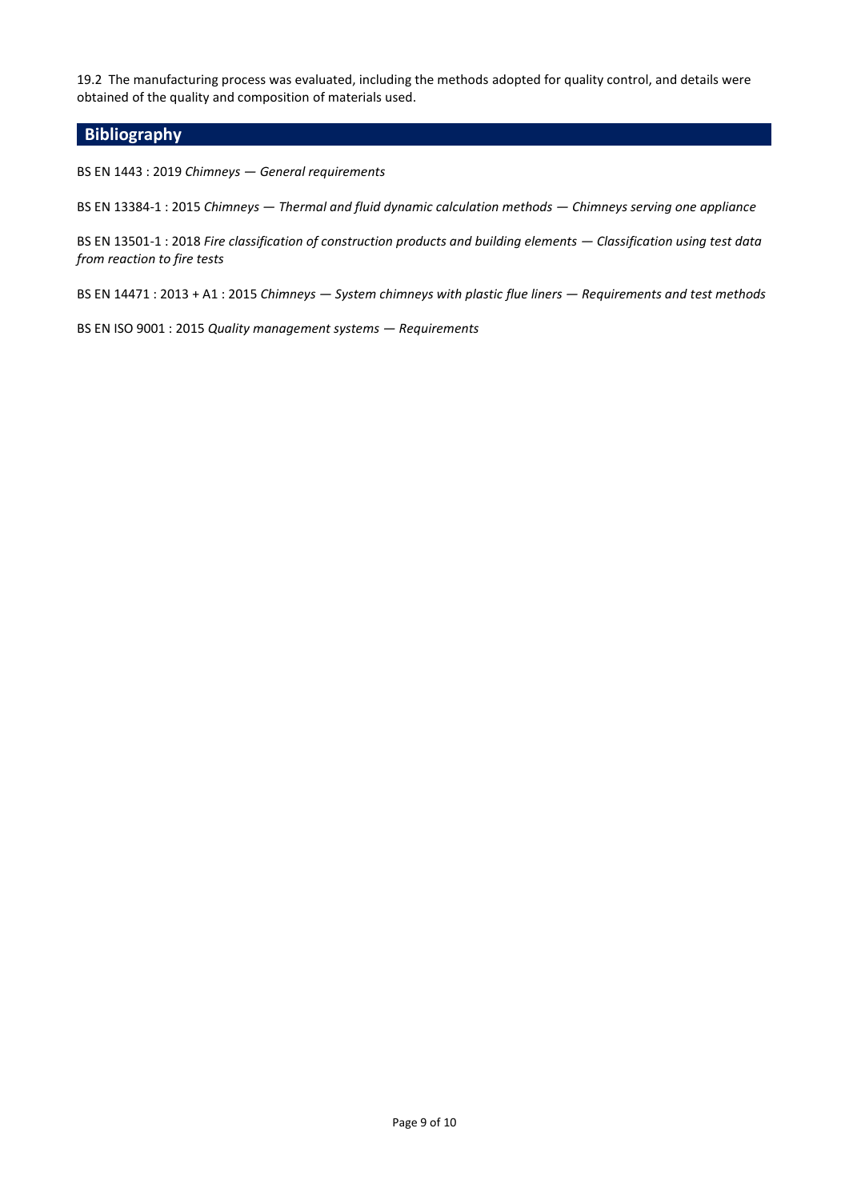19.2 The manufacturing process was evaluated, including the methods adopted for quality control, and details were obtained of the quality and composition of materials used.

## Bibliography

BS EN 1443 : 2019 *Chimneys — General requirements*

BS EN 13384-1 : 2015 *Chimneys — Thermal and fluid dynamic calculation methods — Chimneys serving one appliance*

BS EN 13501-1 : 2018 *Fire classification of construction products and building elements — Classification using test data from reaction to fire tests*

BS EN 14471 : 2013 + A1 : 2015 *Chimneys — System chimneys with plastic flue liners — Requirements and test methods*

BS EN ISO 9001 : 2015 *Quality management systems — Requirements*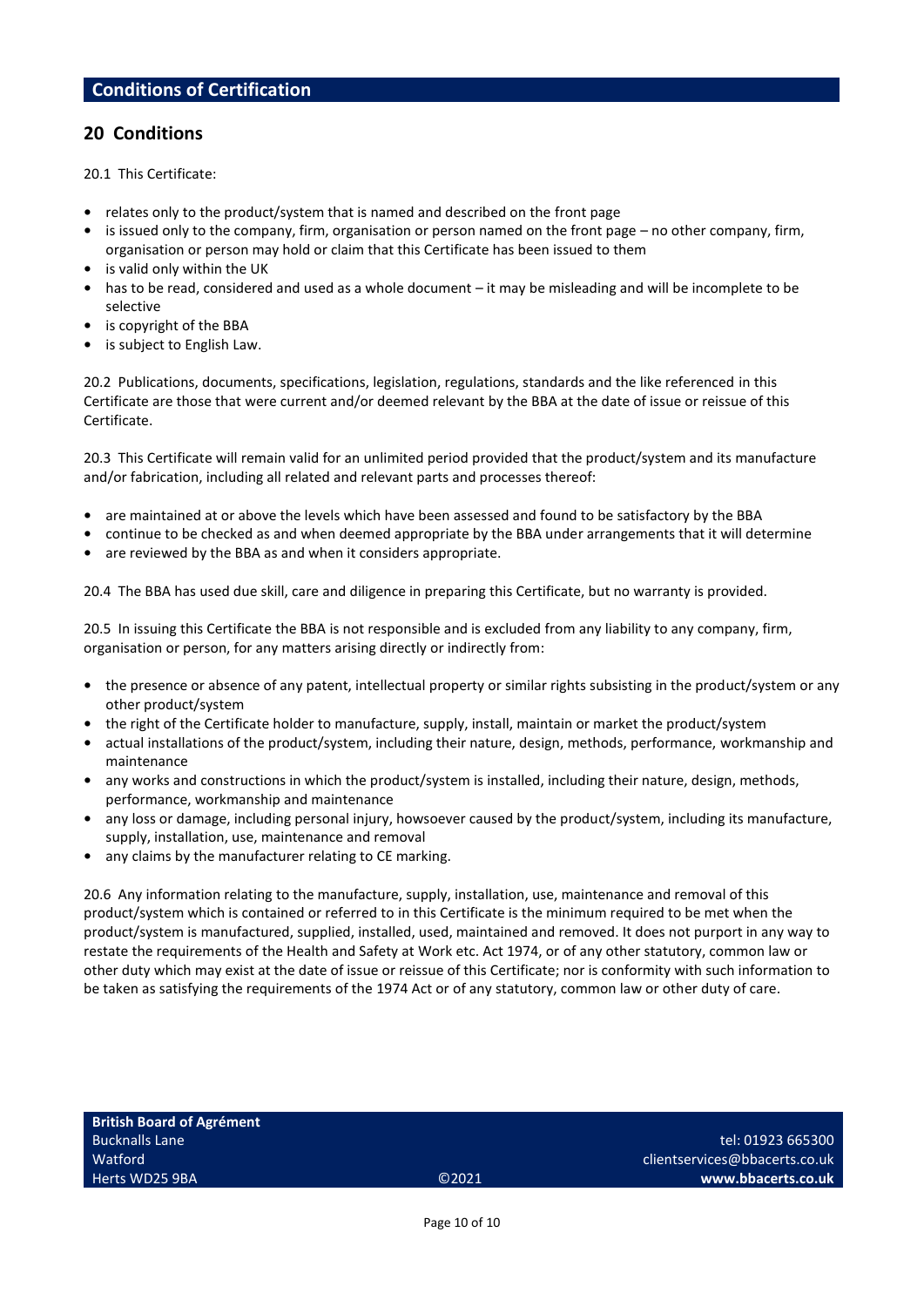## Conditions of Certification

## 20 Conditions

20.1 This Certificate:

- relates only to the product/system that is named and described on the front page
- is issued only to the company, firm, organisation or person named on the front page – no other company, firm, organisation or person may hold or claim that this Certificate has been issued to them
- is valid only within the UK
- has to be read, considered and used as a whole document – it may be misleading and will be incomplete to be selective
- is copyright of the BBA
- is subject to English Law.

20.2 Publications, documents, specifications, legislation, regulations, standards and the like referenced in this Certificate are those that were current and/or deemed relevant by the BBA at the date of issue or reissue of this Certificate.

20.3 This Certificate will remain valid for an unlimited period provided that the product/system and its manufacture and/or fabrication, including all related and relevant parts and processes thereof:

- are maintained at or above the levels which have been assessed and found to be satisfactory by the BBA
- continue to be checked as and when deemed appropriate by the BBA under arrangements that it will determine
- are reviewed by the BBA as and when it considers appropriate.

20.4 The BBA has used due skill, care and diligence in preparing this Certificate, but no warranty is provided.

20.5 In issuing this Certificate the BBA is not responsible and is excluded from any liability to any company, firm, organisation or person, for any matters arising directly or indirectly from:

- the presence or absence of any patent, intellectual property or similar rights subsisting in the product/system or any other product/system
- the right of the Certificate holder to manufacture, supply, install, maintain or market the product/system
- actual installations of the product/system, including their nature, design, methods, performance, workmanship and maintenance
- any works and constructions in which the product/system is installed, including their nature, design, methods, performance, workmanship and maintenance
- any loss or damage, including personal injury, howsoever caused by the product/system, including its manufacture, supply, installation, use, maintenance and removal
- any claims by the manufacturer relating to CE marking.

20.6 Any information relating to the manufacture, supply, installation, use, maintenance and removal of this product/system which is contained or referred to in this Certificate is the minimum required to be met when the product/system is manufactured, supplied, installed, used, maintained and removed. It does not purport in any way to restate the requirements of the Health and Safety at Work etc. Act 1974, or of any other statutory, common law or other duty which may exist at the date of issue or reissue of this Certificate; nor is conformity with such information to be taken as satisfying the requirements of the 1974 Act or of any statutory, common law or other duty of care.

**British Board of Agrément**
Bucknalls Lane
Watford
Herts WD25 9BA

©2021

tel: 01923 665300
clientservices@bbacerts.co.uk
**www.bbacerts.co.uk**